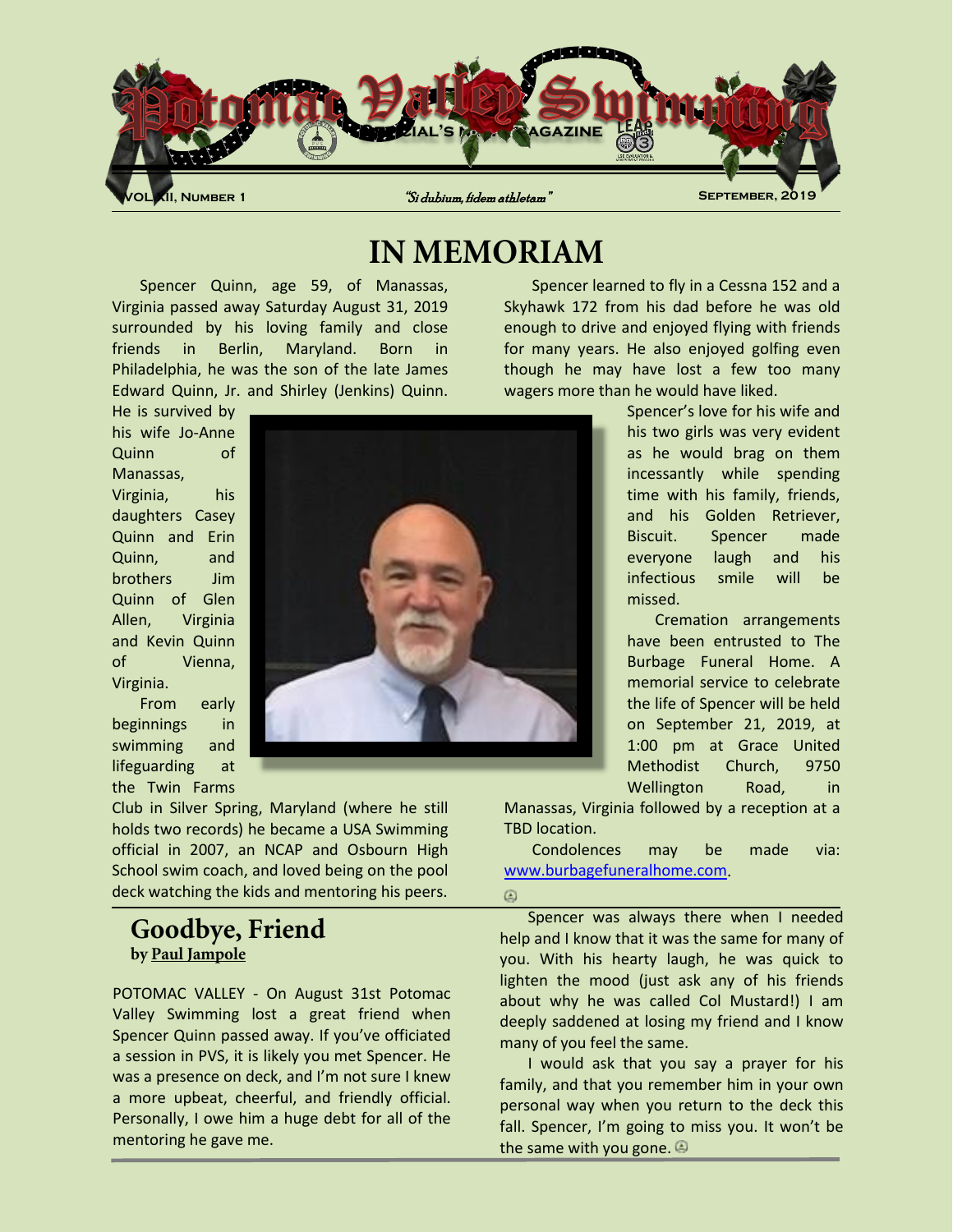# IN MEMORIAM

Spencer Quinn, age 59, of Manassas, Virginia passed away Saturday August 31, 2019 surrounded by his loving family and close friends in Berlin, Maryland. Born in Philadelphia, he was the son of the late James Edward Quinn, Jr. and Shirley (Jenkins) Quinn. He is survived by his wife Jo-Anne Quinn of Manassas, Virginia, his daughters Casey Quinn and Erin Quinn, and brothers Jim Quinn of Glen Allen, Virginia and Kevin Quinn of Vienna, Virginia.

From early beginnings in swimming and lifeguarding at the Twin Farms Club in Silver Spring, Maryland (where he still holds two records) he became a USA Swimming official in 2007, an NCAP and Osbourn High School swim coach, and loved being on the pool deck watching the kids and mentoring his peers.

Spencer learned to fly in a Cessna 152 and a Skyhawk 172 from his dad before he was old enough to drive and enjoyed flying with friends for many years. He also enjoyed golfing even though he may have lost a few too many wagers more than he would have liked.

Spencer's love for his wife and his two girls was very evident as he would brag on them incessantly while spending time with his family, friends, and his Golden Retriever, Biscuit. Spencer made everyone laugh and his infectious smile will be missed.

Cremation arrangements have been entrusted to The Burbage Funeral Home. A memorial service to celebrate the life of Spencer will be held on September 21, 2019, at 1:00 pm at Grace United Methodist Church, 9750 Wellington Road, in Manassas, Virginia followed by a reception at a TBD location.

Condolences may be made via: www.burbagefuneralhome.com.

## Goodbye, Friend

**by Paul Jampole**

POTOMAC VALLEY - On August 31st Potomac Valley Swimming lost a great friend when Spencer Quinn passed away. If you've officiated a session in PVS, it is likely you met Spencer. He was a presence on deck, and I'm not sure I knew a more upbeat, cheerful, and friendly official. Personally, I owe him a huge debt for all of the mentoring he gave me.

Spencer was always there when I needed help and I know that it was the same for many of you. With his hearty laugh, he was quick to lighten the mood (just ask any of his friends about why he was called Col Mustard!) I am deeply saddened at losing my friend and I know many of you feel the same.

I would ask that you say a prayer for his family, and that you remember him in your own personal way when you return to the deck this fall. Spencer, I'm going to miss you. It won't be the same with you gone.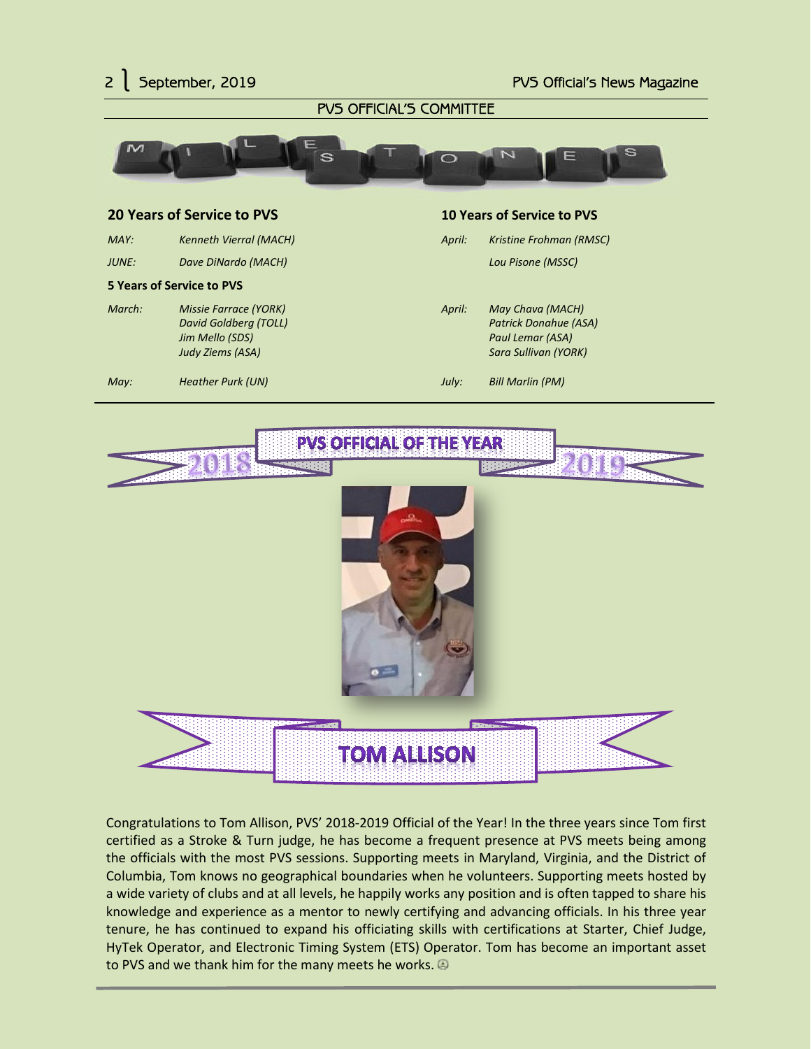## PVS OFFICIAL'S COMMITTEE

# MILESTONES

### 20 Years of Service to PVS

| | |
|---|---|
| *MAY:* | *Kenneth Vierral (MACH)* |
| *JUNE:* | *Dave DiNardo (MACH)* |

### 10 Years of Service to PVS

| | |
|---|---|
| *April:* | *Kristine Frohman (RMSC)* |
| | *Lou Pisone (MSSC)* |

### 5 Years of Service to PVS

| | |
|---|---|
| *March:* | *Missie Farrace (YORK)*<br>*David Goldberg (TOLL)*<br>*Jim Mello (SDS)*<br>*Judy Ziems (ASA)* |
| *May:* | *Heather Purk (UN)* |
| *April:* | *May Chava (MACH)*<br>*Patrick Donahue (ASA)*<br>*Paul Lemar (ASA)*<br>*Sara Sullivan (YORK)* |
| *July:* | *Bill Marlin (PM)* |

## PVS OFFICIAL OF THE YEAR 2018 2019

## TOM ALLISON

Congratulations to Tom Allison, PVS' 2018-2019 Official of the Year! In the three years since Tom first certified as a Stroke & Turn judge, he has become a frequent presence at PVS meets being among the officials with the most PVS sessions. Supporting meets in Maryland, Virginia, and the District of Columbia, Tom knows no geographical boundaries when he volunteers. Supporting meets hosted by a wide variety of clubs and at all levels, he happily works any position and is often tapped to share his knowledge and experience as a mentor to newly certifying and advancing officials. In his three year tenure, he has continued to expand his officiating skills with certifications at Starter, Chief Judge, HyTek Operator, and Electronic Timing System (ETS) Operator. Tom has become an important asset to PVS and we thank him for the many meets he works. ☺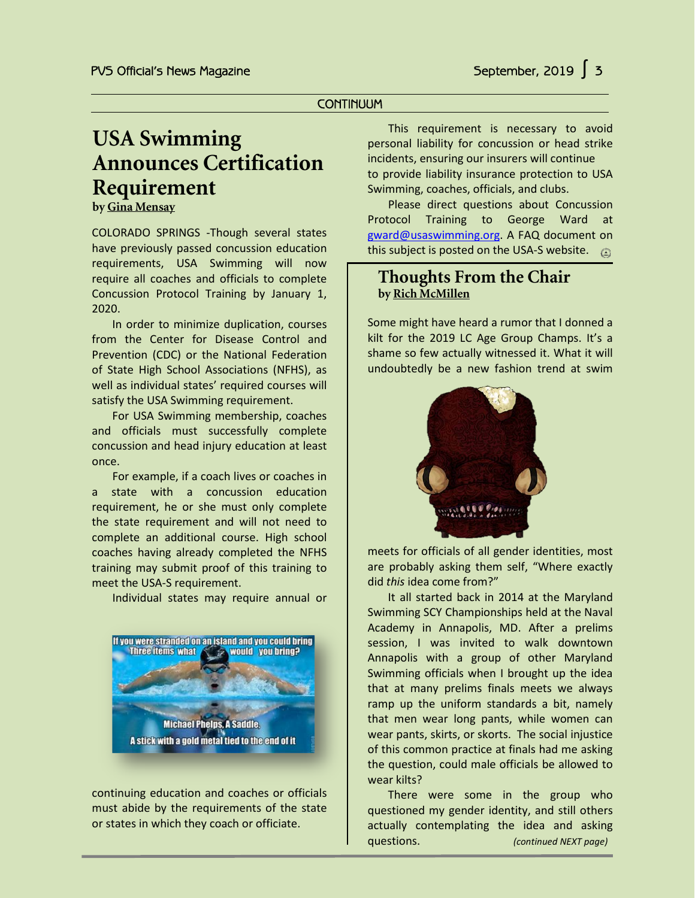CONTINUUM

# USA Swimming Announces Certification Requirement

by Gina Mensay

COLORADO SPRINGS -Though several states have previously passed concussion education requirements, USA Swimming will now require all coaches and officials to complete Concussion Protocol Training by January 1, 2020.

In order to minimize duplication, courses from the Center for Disease Control and Prevention (CDC) or the National Federation of State High School Associations (NFHS), as well as individual states' required courses will satisfy the USA Swimming requirement.

For USA Swimming membership, coaches and officials must successfully complete concussion and head injury education at least once.

For example, if a coach lives or coaches in a state with a concussion education requirement, he or she must only complete the state requirement and will not need to complete an additional course. High school coaches having already completed the NFHS training may submit proof of this training to meet the USA-S requirement.

Individual states may require annual or continuing education and coaches or officials must abide by the requirements of the state or states in which they coach or officiate.

This requirement is necessary to avoid personal liability for concussion or head strike incidents, ensuring our insurers will continue to provide liability insurance protection to USA Swimming, coaches, officials, and clubs.

Please direct questions about Concussion Protocol Training to George Ward at gward@usaswimming.org. A FAQ document on this subject is posted on the USA-S website.

# Thoughts From the Chair

by Rich McMillen

Some might have heard a rumor that I donned a kilt for the 2019 LC Age Group Champs. It's a shame so few actually witnessed it. What it will undoubtedly be a new fashion trend at swim meets for officials of all gender identities, most are probably asking them self, "Where exactly did *this* idea come from?"

It all started back in 2014 at the Maryland Swimming SCY Championships held at the Naval Academy in Annapolis, MD. After a prelims session, I was invited to walk downtown Annapolis with a group of other Maryland Swimming officials when I brought up the idea that at many prelims finals meets we always ramp up the uniform standards a bit, namely that men wear long pants, while women can wear pants, skirts, or skorts. The social injustice of this common practice at finals had me asking the question, could male officials be allowed to wear kilts?

There were some in the group who questioned my gender identity, and still others actually contemplating the idea and asking questions. *(continued NEXT page)*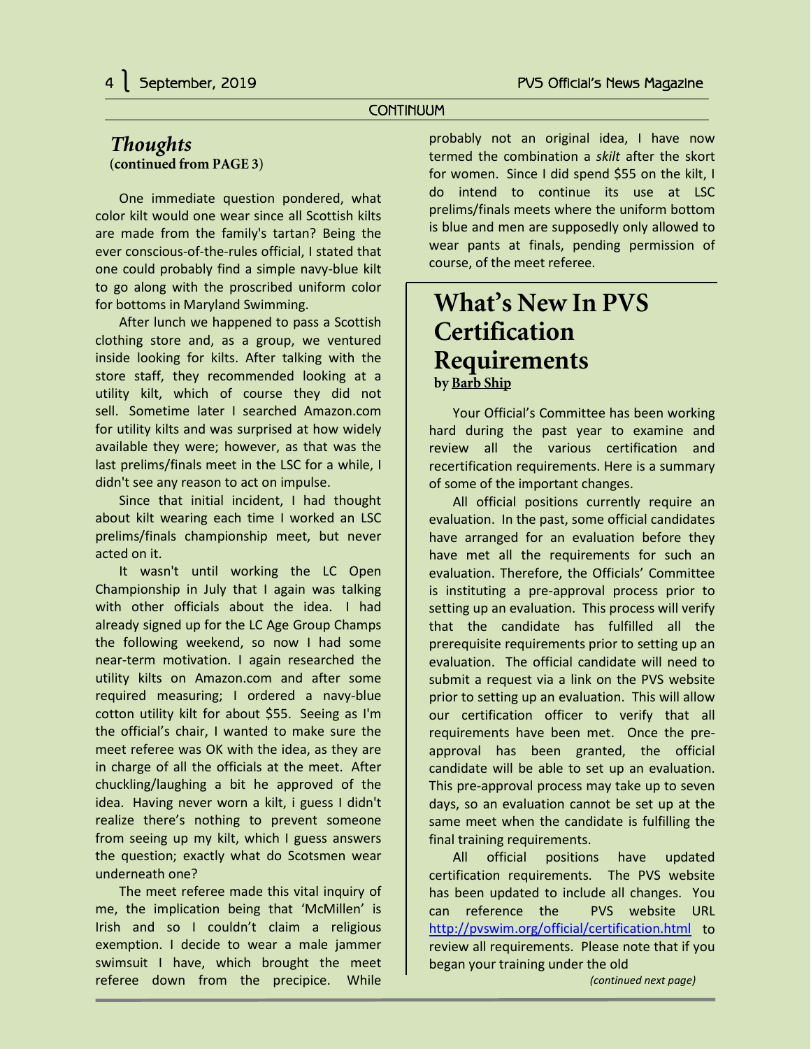CONTINUUM

## *Thoughts*

**(continued from PAGE 3)**

One immediate question pondered, what color kilt would one wear since all Scottish kilts are made from the family's tartan? Being the ever conscious-of-the-rules official, I stated that one could probably find a simple navy-blue kilt to go along with the proscribed uniform color for bottoms in Maryland Swimming.

After lunch we happened to pass a Scottish clothing store and, as a group, we ventured inside looking for kilts. After talking with the store staff, they recommended looking at a utility kilt, which of course they did not sell. Sometime later I searched Amazon.com for utility kilts and was surprised at how widely available they were; however, as that was the last prelims/finals meet in the LSC for a while, I didn't see any reason to act on impulse.

Since that initial incident, I had thought about kilt wearing each time I worked an LSC prelims/finals championship meet, but never acted on it.

It wasn't until working the LC Open Championship in July that I again was talking with other officials about the idea. I had already signed up for the LC Age Group Champs the following weekend, so now I had some near-term motivation. I again researched the utility kilts on Amazon.com and after some required measuring; I ordered a navy-blue cotton utility kilt for about $55. Seeing as I'm the official's chair, I wanted to make sure the meet referee was OK with the idea, as they are in charge of all the officials at the meet. After chuckling/laughing a bit he approved of the idea. Having never worn a kilt, i guess I didn't realize there's nothing to prevent someone from seeing up my kilt, which I guess answers the question; exactly what do Scotsmen wear underneath one?

The meet referee made this vital inquiry of me, the implication being that 'McMillen' is Irish and so I couldn't claim a religious exemption. I decide to wear a male jammer swimsuit I have, which brought the meet referee down from the precipice. While probably not an original idea, I have now termed the combination a *skilt* after the skort for women. Since I did spend $55 on the kilt, I do intend to continue its use at LSC prelims/finals meets where the uniform bottom is blue and men are supposedly only allowed to wear pants at finals, pending permission of course, of the meet referee.

## What's New In PVS Certification Requirements

**by Barb Ship**

Your Official's Committee has been working hard during the past year to examine and review all the various certification and recertification requirements. Here is a summary of some of the important changes.

All official positions currently require an evaluation. In the past, some official candidates have arranged for an evaluation before they have met all the requirements for such an evaluation. Therefore, the Officials' Committee is instituting a pre-approval process prior to setting up an evaluation. This process will verify that the candidate has fulfilled all the prerequisite requirements prior to setting up an evaluation. The official candidate will need to submit a request via a link on the PVS website prior to setting up an evaluation. This will allow our certification officer to verify that all requirements have been met. Once the pre-approval has been granted, the official candidate will be able to set up an evaluation. This pre-approval process may take up to seven days, so an evaluation cannot be set up at the same meet when the candidate is fulfilling the final training requirements.

All official positions have updated certification requirements. The PVS website has been updated to include all changes. You can reference the PVS website URL http://pvswim.org/official/certification.html to review all requirements. Please note that if you began your training under the old

*(continued next page)*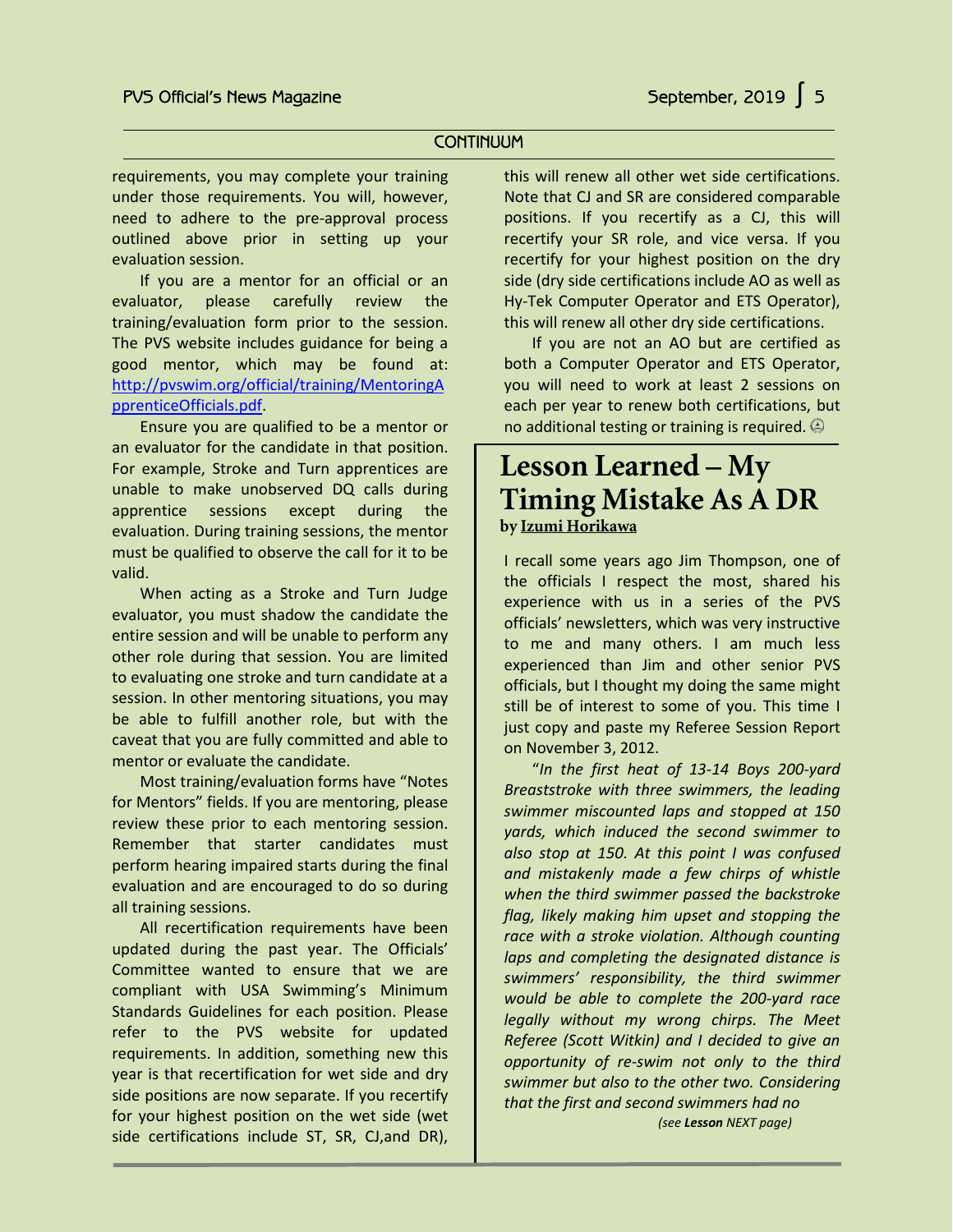CONTINUUM

requirements, you may complete your training under those requirements. You will, however, need to adhere to the pre-approval process outlined above prior in setting up your evaluation session.

If you are a mentor for an official or an evaluator, please carefully review the training/evaluation form prior to the session. The PVS website includes guidance for being a good mentor, which may be found at: http://pvswim.org/official/training/MentoringApprenticeOfficials.pdf.

Ensure you are qualified to be a mentor or an evaluator for the candidate in that position. For example, Stroke and Turn apprentices are unable to make unobserved DQ calls during apprentice sessions except during the evaluation. During training sessions, the mentor must be qualified to observe the call for it to be valid.

When acting as a Stroke and Turn Judge evaluator, you must shadow the candidate the entire session and will be unable to perform any other role during that session. You are limited to evaluating one stroke and turn candidate at a session. In other mentoring situations, you may be able to fulfill another role, but with the caveat that you are fully committed and able to mentor or evaluate the candidate.

Most training/evaluation forms have "Notes for Mentors" fields. If you are mentoring, please review these prior to each mentoring session. Remember that starter candidates must perform hearing impaired starts during the final evaluation and are encouraged to do so during all training sessions.

All recertification requirements have been updated during the past year. The Officials' Committee wanted to ensure that we are compliant with USA Swimming's Minimum Standards Guidelines for each position. Please refer to the PVS website for updated requirements. In addition, something new this year is that recertification for wet side and dry side positions are now separate. If you recertify for your highest position on the wet side (wet side certifications include ST, SR, CJ,and DR), this will renew all other wet side certifications. Note that CJ and SR are considered comparable positions. If you recertify as a CJ, this will recertify your SR role, and vice versa. If you recertify for your highest position on the dry side (dry side certifications include AO as well as Hy-Tek Computer Operator and ETS Operator), this will renew all other dry side certifications.

If you are not an AO but are certified as both a Computer Operator and ETS Operator, you will need to work at least 2 sessions on each per year to renew both certifications, but no additional testing or training is required.

## Lesson Learned – My Timing Mistake As A DR

**by Izumi Horikawa**

I recall some years ago Jim Thompson, one of the officials I respect the most, shared his experience with us in a series of the PVS officials' newsletters, which was very instructive to me and many others. I am much less experienced than Jim and other senior PVS officials, but I thought my doing the same might still be of interest to some of you. This time I just copy and paste my Referee Session Report on November 3, 2012.

"*In the first heat of 13-14 Boys 200-yard Breaststroke with three swimmers, the leading swimmer miscounted laps and stopped at 150 yards, which induced the second swimmer to also stop at 150. At this point I was confused and mistakenly made a few chirps of whistle when the third swimmer passed the backstroke flag, likely making him upset and stopping the race with a stroke violation. Although counting laps and completing the designated distance is swimmers' responsibility, the third swimmer would be able to complete the 200-yard race legally without my wrong chirps. The Meet Referee (Scott Witkin) and I decided to give an opportunity of re-swim not only to the third swimmer but also to the other two. Considering that the first and second swimmers had no*

*(see **Lesson** NEXT page)*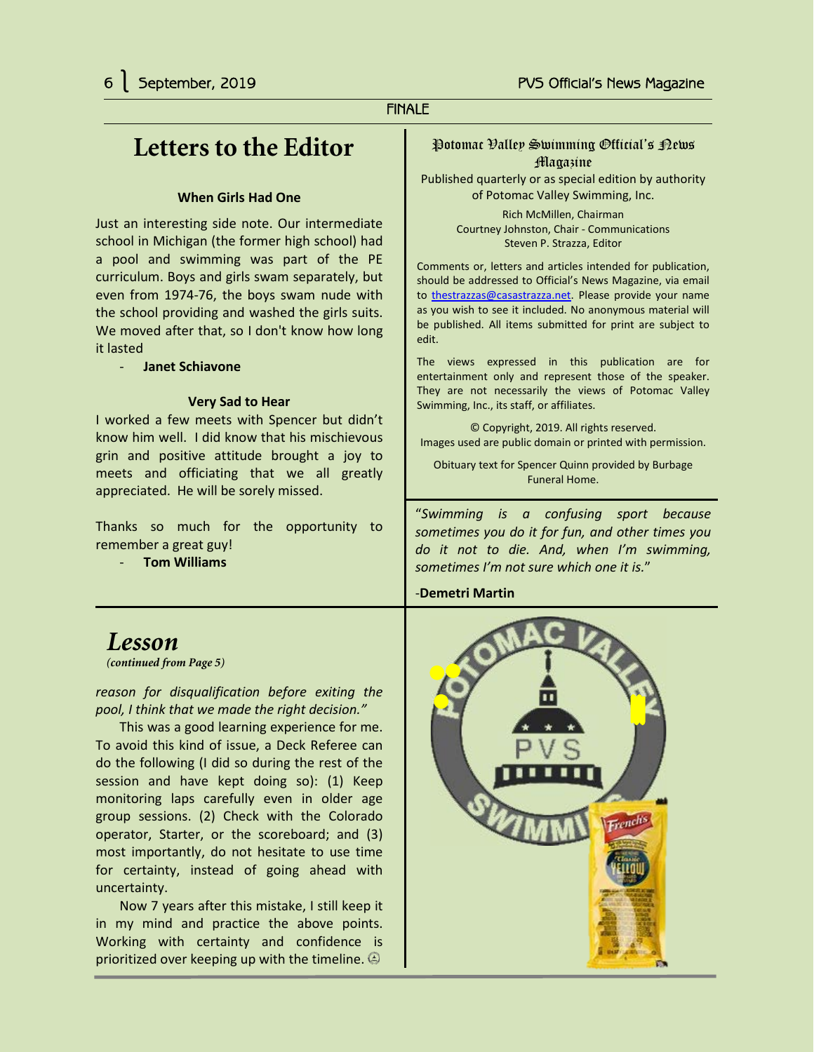FINALE

# Letters to the Editor

### When Girls Had One

Just an interesting side note. Our intermediate school in Michigan (the former high school) had a pool and swimming was part of the PE curriculum. Boys and girls swam separately, but even from 1974-76, the boys swam nude with the school providing and washed the girls suits. We moved after that, so I don't know how long it lasted

- **Janet Schiavone**

### Very Sad to Hear

I worked a few meets with Spencer but didn't know him well. I did know that his mischievous grin and positive attitude brought a joy to meets and officiating that we all greatly appreciated. He will be sorely missed.

Thanks so much for the opportunity to remember a great guy!

- **Tom Williams**

## Potomac Valley Swimming Official's News Magazine

Published quarterly or as special edition by authority of Potomac Valley Swimming, Inc.

Rich McMillen, Chairman
Courtney Johnston, Chair - Communications
Steven P. Strazza, Editor

Comments or, letters and articles intended for publication, should be addressed to Official's News Magazine, via email to thestrazzas@casastrazza.net. Please provide your name as you wish to see it included. No anonymous material will be published. All items submitted for print are subject to edit.

The views expressed in this publication are for entertainment only and represent those of the speaker. They are not necessarily the views of Potomac Valley Swimming, Inc., its staff, or affiliates.

© Copyright, 2019. All rights reserved.
Images used are public domain or printed with permission.

Obituary text for Spencer Quinn provided by Burbage Funeral Home.

"*Swimming is a confusing sport because sometimes you do it for fun, and other times you do it not to die. And, when I'm swimming, sometimes I'm not sure which one it is.*"

-**Demetri Martin**

# *Lesson*

*(continued from Page 5)*

*reason for disqualification before exiting the pool, I think that we made the right decision."*

This was a good learning experience for me. To avoid this kind of issue, a Deck Referee can do the following (I did so during the rest of the session and have kept doing so): (1) Keep monitoring laps carefully even in older age group sessions. (2) Check with the Colorado operator, Starter, or the scoreboard; and (3) most importantly, do not hesitate to use time for certainty, instead of going ahead with uncertainty.

Now 7 years after this mistake, I still keep it in my mind and practice the above points. Working with certainty and confidence is prioritized over keeping up with the timeline.